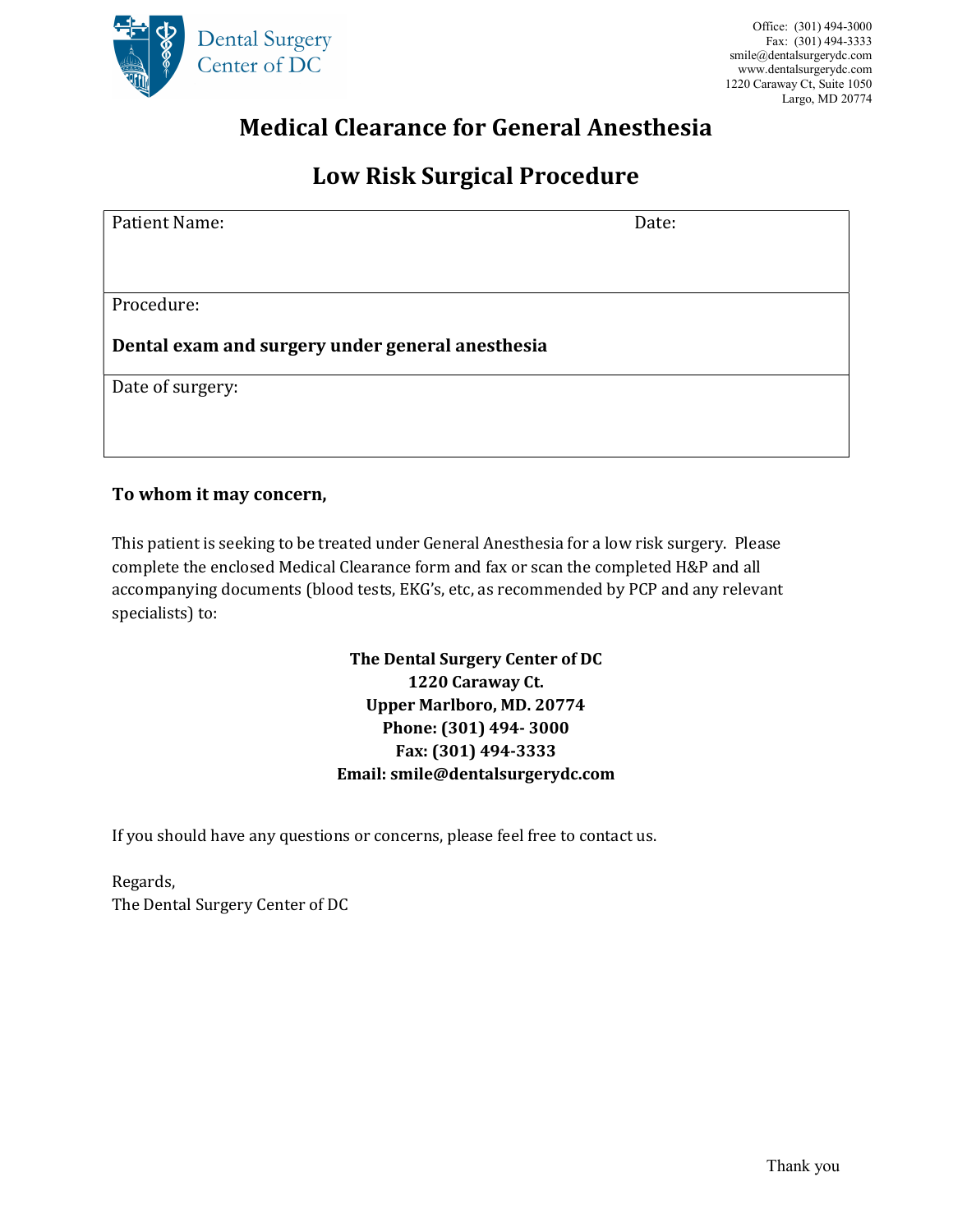Dental Surgery Center of DC

Office: (301) 494-3000
Fax: (301) 494-3333
smile@dentalsurgerydc.com
www.dentalsurgerydc.com
1220 Caraway Ct, Suite 1050
Largo, MD 20774

# Medical Clearance for General Anesthesia

# Low Risk Surgical Procedure

| Patient Name: | Date: |
|---|---|
| Procedure: **Dental exam and surgery under general anesthesia** | |
| Date of surgery: | |

**To whom it may concern,**

This patient is seeking to be treated under General Anesthesia for a low risk surgery. Please complete the enclosed Medical Clearance form and fax or scan the completed H&P and all accompanying documents (blood tests, EKG's, etc, as recommended by PCP and any relevant specialists) to:

**The Dental Surgery Center of DC**
**1220 Caraway Ct.**
**Upper Marlboro, MD. 20774**
**Phone: (301) 494- 3000**
**Fax: (301) 494-3333**
**Email: smile@dentalsurgerydc.com**

If you should have any questions or concerns, please feel free to contact us.

Regards,
The Dental Surgery Center of DC

Thank you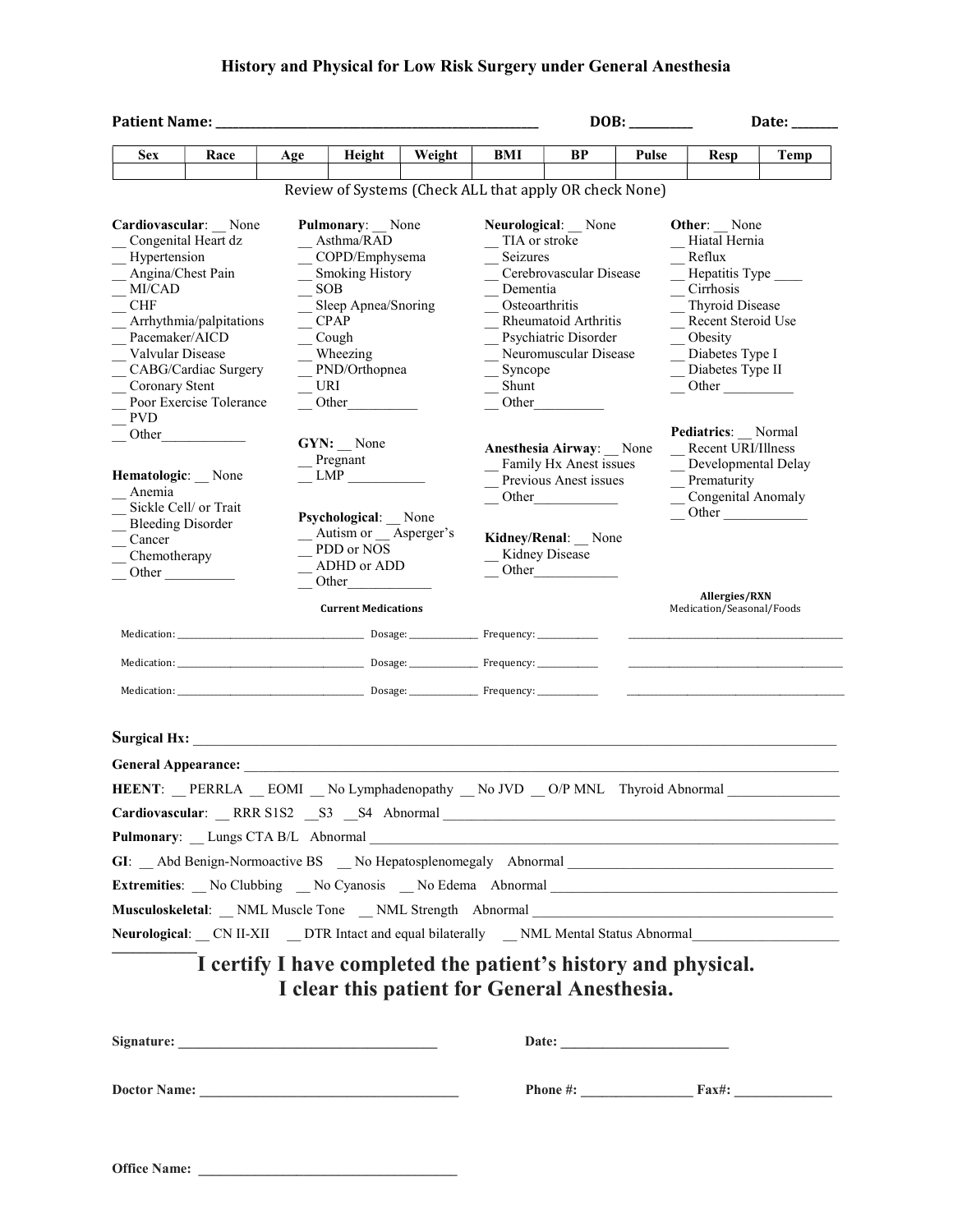## History and Physical for Low Risk Surgery under General Anesthesia

**Patient Name:** ______________________________ **DOB:** _________ **Date:** _______

| Sex | Race | Age | Height | Weight | BMI | BP | Pulse | Resp | Temp |
|---|---|---|---|---|---|---|---|---|---|
| | | | | | | | | | |

Review of Systems (Check ALL that apply OR check None)

**Cardiovascular**: __ None
- __ Congenital Heart dz
- __ Hypertension
- __ Angina/Chest Pain
- __ MI/CAD
- __ CHF
- __ Arrhythmia/palpitations
- __ Pacemaker/AICD
- __ Valvular Disease
- __ CABG/Cardiac Surgery
- __ Coronary Stent
- __ Poor Exercise Tolerance
- __ PVD
- __ Other____________

**Hematologic**: __ None
- __ Anemia
- __ Sickle Cell/ or Trait
- __ Bleeding Disorder
- __ Cancer
- __ Chemotherapy
- __ Other __________

**Pulmonary**: __ None
- __ Asthma/RAD
- __ COPD/Emphysema
- __ Smoking History
- __ SOB
- __ Sleep Apnea/Snoring
- __ CPAP
- __ Cough
- __ Wheezing
- __ PND/Orthopnea
- __ URI
- __ Other__________

**GYN:** __ None
- __ Pregnant
- __ LMP ___________

**Psychological**: __ None
- __ Autism or __ Asperger's
- __ PDD or NOS
- __ ADHD or ADD
- __ Other____________

**Neurological**: __ None
- __ TIA or stroke
- __ Seizures
- __ Cerebrovascular Disease
- __ Dementia
- __ Osteoarthritis
- __ Rheumatoid Arthritis
- __ Psychiatric Disorder
- __ Neuromuscular Disease
- __ Syncope
- __ Shunt
- __ Other__________

**Anesthesia Airway**: __ None
- __ Family Hx Anest issues
- __ Previous Anest issues
- __ Other____________

**Kidney/Renal**: __ None
- __ Kidney Disease
- __ Other____________

**Other**: __ None
- __ Hiatal Hernia
- __ Reflux
- __ Hepatitis Type ____
- __ Cirrhosis
- __ Thyroid Disease
- __ Recent Steroid Use
- __ Obesity
- __ Diabetes Type I
- __ Diabetes Type II
- __ Other __________

**Pediatrics**: __ Normal
- __ Recent URI/Illness
- __ Developmental Delay
- __ Prematurity
- __ Congenital Anomaly
- __ Other ___________

**Current Medications**

Medication: ____________________ Dosage: __________ Frequency: __________

Medication: ____________________ Dosage: __________ Frequency: __________

Medication: ____________________ Dosage: __________ Frequency: __________

**Allergies/RXN**
Medication/Seasonal/Foods

______________________________

______________________________

______________________________

**Surgical Hx:** ______________________________________________________________

**General Appearance:** ______________________________________________________

**HEENT**: __ PERRLA __ EOMI __ No Lymphadenopathy __ No JVD __ O/P MNL Thyroid Abnormal ________________

**Cardiovascular**: __ RRR S1S2 __S3 __S4 Abnormal ___________________________________

**Pulmonary**: __ Lungs CTA B/L Abnormal _________________________________________

**GI**: __ Abd Benign-Normoactive BS __ No Hepatosplenomegaly Abnormal _______________________

**Extremities**: __ No Clubbing __ No Cyanosis __ No Edema Abnormal _________________________

**Musculoskeletal**: __ NML Muscle Tone __ NML Strength Abnormal ___________________________

**Neurological**: __ CN II-XII __ DTR Intact and equal bilaterally __ NML Mental Status Abnormal____________________

# I certify I have completed the patient's history and physical. I clear this patient for General Anesthesia.

**Signature:** ______________________________ **Date:** ________________________

**Doctor Name:** ______________________________ **Phone #:** ________________ **Fax#:** ______________

**Office Name:** ______________________________